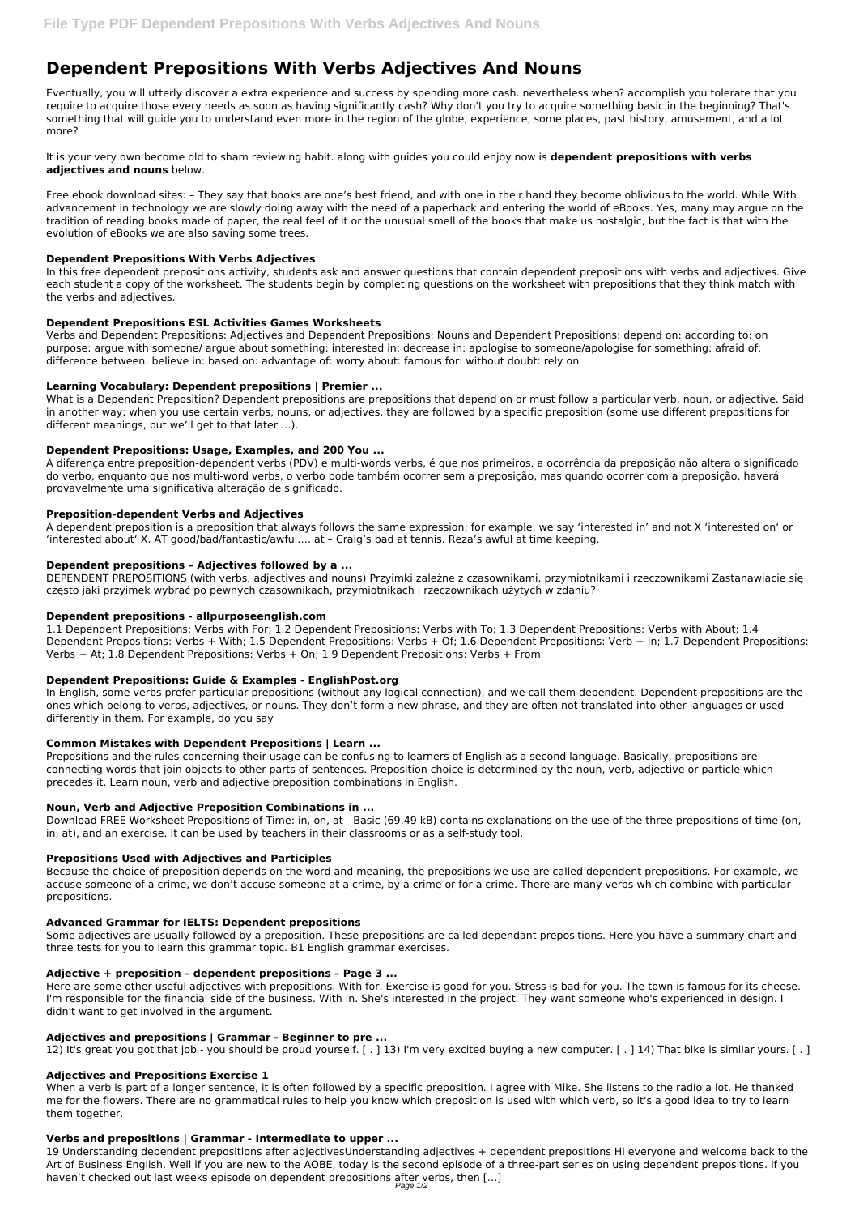# Dependent Prepositions With Verbs Adjectives And Nouns

Eventually, you will utterly discover a extra experience and success by spending more cash. nevertheless when? accomplish you tolerate that you require to acquire those every needs as soon as having significantly cash? Why don't you try to acquire something basic in the beginning? That's something that will guide you to understand even more in the region of the globe, experience, some places, past history, amusement, and a lot more?

It is your very own become old to sham reviewing habit. along with guides you could enjoy now is **dependent prepositions with verbs adjectives and nouns** below.

Free ebook download sites: – They say that books are one's best friend, and with one in their hand they become oblivious to the world. While With advancement in technology we are slowly doing away with the need of a paperback and entering the world of eBooks. Yes, many may argue on the tradition of reading books made of paper, the real feel of it or the unusual smell of the books that make us nostalgic, but the fact is that with the evolution of eBooks we are also saving some trees.

### Dependent Prepositions With Verbs Adjectives

In this free dependent prepositions activity, students ask and answer questions that contain dependent prepositions with verbs and adjectives. Give each student a copy of the worksheet. The students begin by completing questions on the worksheet with prepositions that they think match with the verbs and adjectives.

### Dependent Prepositions ESL Activities Games Worksheets

Verbs and Dependent Prepositions: Adjectives and Dependent Prepositions: Nouns and Dependent Prepositions: depend on: according to: on purpose: argue with someone/ argue about something: interested in: decrease in: apologise to someone/apologise for something: afraid of: difference between: believe in: based on: advantage of: worry about: famous for: without doubt: rely on

### Learning Vocabulary: Dependent prepositions | Premier ...

What is a Dependent Preposition? Dependent prepositions are prepositions that depend on or must follow a particular verb, noun, or adjective. Said in another way: when you use certain verbs, nouns, or adjectives, they are followed by a specific preposition (some use different prepositions for different meanings, but we'll get to that later …).

### Dependent Prepositions: Usage, Examples, and 200 You ...

A diferença entre preposition-dependent verbs (PDV) e multi-words verbs, é que nos primeiros, a ocorrência da preposição não altera o significado do verbo, enquanto que nos multi-word verbs, o verbo pode também ocorrer sem a preposição, mas quando ocorrer com a preposição, haverá provavelmente uma significativa alteração de significado.

### Preposition-dependent Verbs and Adjectives

A dependent preposition is a preposition that always follows the same expression; for example, we say 'interested in' and not X 'interested on' or 'interested about' X. AT good/bad/fantastic/awful…. at – Craig's bad at tennis. Reza's awful at time keeping.

### Dependent prepositions – Adjectives followed by a ...

DEPENDENT PREPOSITIONS (with verbs, adjectives and nouns) Przyimki zależne z czasownikami, przymiotnikami i rzeczownikami Zastanawiacie się często jaki przyimek wybrać po pewnych czasownikach, przymiotnikach i rzeczownikach użytych w zdaniu?

### Dependent prepositions - allpurposeenglish.com

1.1 Dependent Prepositions: Verbs with For; 1.2 Dependent Prepositions: Verbs with To; 1.3 Dependent Prepositions: Verbs with About; 1.4 Dependent Prepositions: Verbs + With; 1.5 Dependent Prepositions: Verbs + Of; 1.6 Dependent Prepositions: Verb + In; 1.7 Dependent Prepositions: Verbs + At; 1.8 Dependent Prepositions: Verbs + On; 1.9 Dependent Prepositions: Verbs + From

### Dependent Prepositions: Guide & Examples - EnglishPost.org

In English, some verbs prefer particular prepositions (without any logical connection), and we call them dependent. Dependent prepositions are the ones which belong to verbs, adjectives, or nouns. They don't form a new phrase, and they are often not translated into other languages or used differently in them. For example, do you say

### Common Mistakes with Dependent Prepositions | Learn ...

Prepositions and the rules concerning their usage can be confusing to learners of English as a second language. Basically, prepositions are connecting words that join objects to other parts of sentences. Preposition choice is determined by the noun, verb, adjective or particle which precedes it. Learn noun, verb and adjective preposition combinations in English.

### Noun, Verb and Adjective Preposition Combinations in ...

Download FREE Worksheet Prepositions of Time: in, on, at - Basic (69.49 kB) contains explanations on the use of the three prepositions of time (on, in, at), and an exercise. It can be used by teachers in their classrooms or as a self-study tool.

### Prepositions Used with Adjectives and Participles

Because the choice of preposition depends on the word and meaning, the prepositions we use are called dependent prepositions. For example, we accuse someone of a crime, we don't accuse someone at a crime, by a crime or for a crime. There are many verbs which combine with particular prepositions.

### Advanced Grammar for IELTS: Dependent prepositions

Some adjectives are usually followed by a preposition. These prepositions are called dependant prepositions. Here you have a summary chart and three tests for you to learn this grammar topic. B1 English grammar exercises.

### Adjective + preposition – dependent prepositions – Page 3 ...

Here are some other useful adjectives with prepositions. With for. Exercise is good for you. Stress is bad for you. The town is famous for its cheese. I'm responsible for the financial side of the business. With in. She's interested in the project. They want someone who's experienced in design. I didn't want to get involved in the argument.

### Adjectives and prepositions | Grammar - Beginner to pre ...

12) It's great you got that job - you should be proud yourself. [ . ] 13) I'm very excited buying a new computer. [ . ] 14) That bike is similar yours. [ . ]

### Adjectives and Prepositions Exercise 1

When a verb is part of a longer sentence, it is often followed by a specific preposition. I agree with Mike. She listens to the radio a lot. He thanked me for the flowers. There are no grammatical rules to help you know which preposition is used with which verb, so it's a good idea to try to learn them together.

### Verbs and prepositions | Grammar - Intermediate to upper ...

19 Understanding dependent prepositions after adjectivesUnderstanding adjectives + dependent prepositions Hi everyone and welcome back to the Art of Business English. Well if you are new to the AOBE, today is the second episode of a three-part series on using dependent prepositions. If you haven't checked out last weeks episode on dependent prepositions after verbs, then […]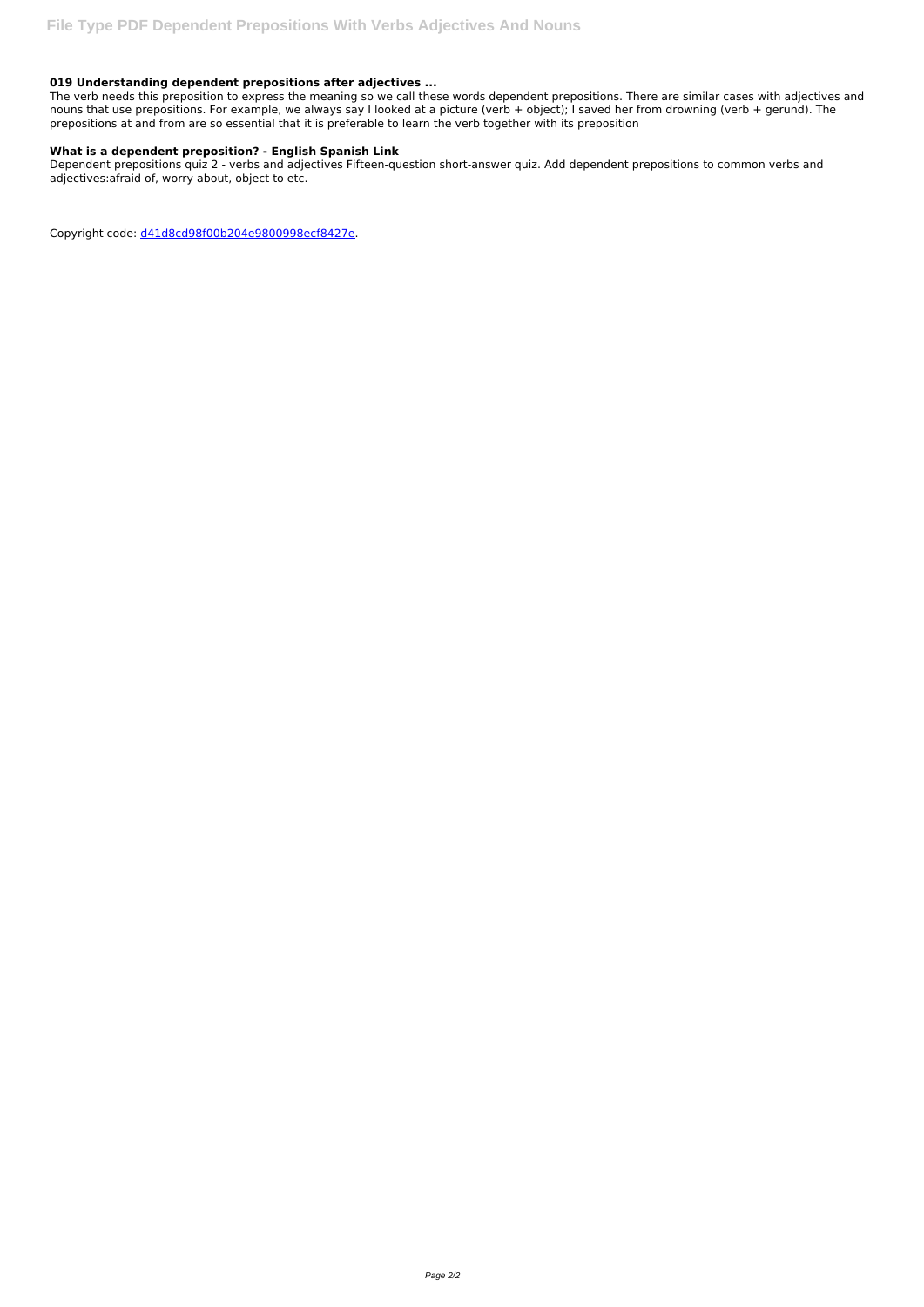### 019 Understanding dependent prepositions after adjectives ...

The verb needs this preposition to express the meaning so we call these words dependent prepositions. There are similar cases with adjectives and nouns that use prepositions. For example, we always say I looked at a picture (verb + object); I saved her from drowning (verb + gerund). The prepositions at and from are so essential that it is preferable to learn the verb together with its preposition

### What is a dependent preposition? - English Spanish Link

Dependent prepositions quiz 2 - verbs and adjectives Fifteen-question short-answer quiz. Add dependent prepositions to common verbs and adjectives:afraid of, worry about, object to etc.

Copyright code: d41d8cd98f00b204e9800998ecf8427e.